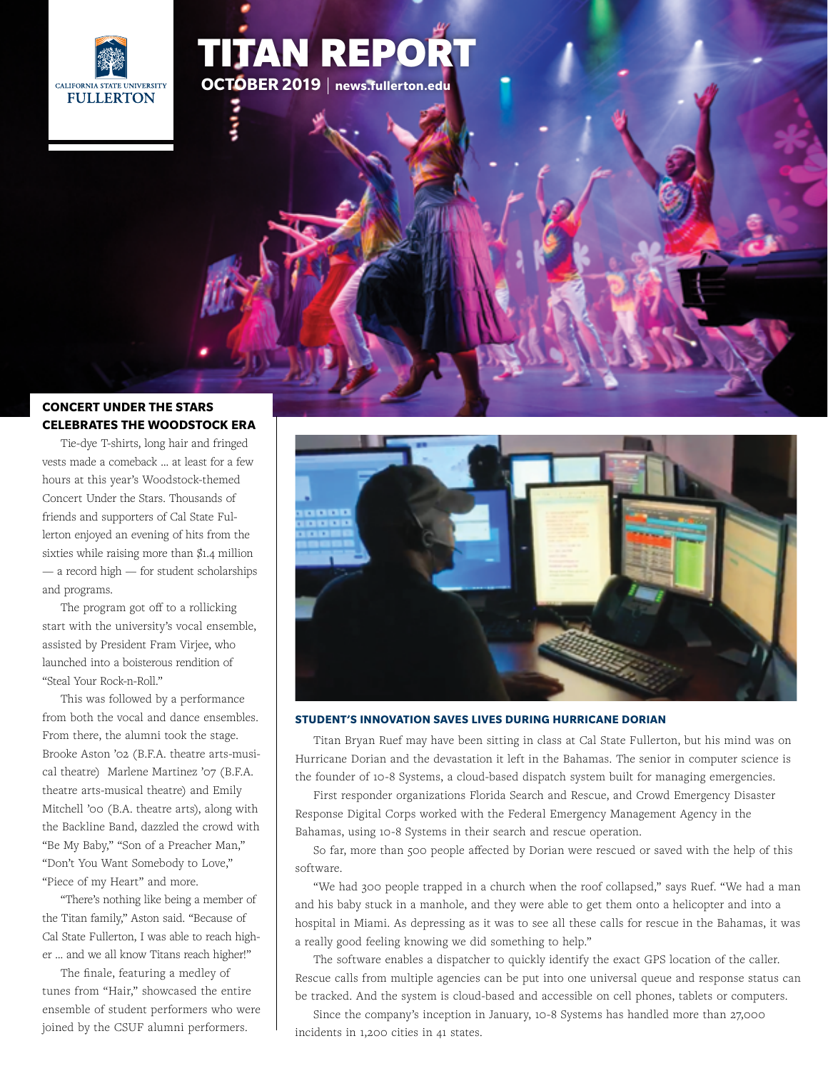CALIFORNIA STATE UNIVERSITY FULLERTON

# TITAN REPORT

**OCTOBER 2019** | **news.fullerton.edu**

## CONCERT UNDER THE STARS CELEBRATES THE WOODSTOCK ERA

Tie-dye T-shirts, long hair and fringed vests made a comeback … at least for a few hours at this year's Woodstock-themed Concert Under the Stars. Thousands of friends and supporters of Cal State Fullerton enjoyed an evening of hits from the sixties while raising more than $1.4 million — a record high — for student scholarships and programs.

The program got off to a rollicking start with the university's vocal ensemble, assisted by President Fram Virjee, who launched into a boisterous rendition of "Steal Your Rock-n-Roll."

This was followed by a performance from both the vocal and dance ensembles. From there, the alumni took the stage. Brooke Aston '02 (B.F.A. theatre arts-musical theatre) Marlene Martinez '07 (B.F.A. theatre arts-musical theatre) and Emily Mitchell '00 (B.A. theatre arts), along with the Backline Band, dazzled the crowd with "Be My Baby," "Son of a Preacher Man," "Don't You Want Somebody to Love," "Piece of my Heart" and more.

"There's nothing like being a member of the Titan family," Aston said. "Because of Cal State Fullerton, I was able to reach higher … and we all know Titans reach higher!"

The finale, featuring a medley of tunes from "Hair," showcased the entire ensemble of student performers who were joined by the CSUF alumni performers.

## STUDENT'S INNOVATION SAVES LIVES DURING HURRICANE DORIAN

Titan Bryan Ruef may have been sitting in class at Cal State Fullerton, but his mind was on Hurricane Dorian and the devastation it left in the Bahamas. The senior in computer science is the founder of 10-8 Systems, a cloud-based dispatch system built for managing emergencies.

First responder organizations Florida Search and Rescue, and Crowd Emergency Disaster Response Digital Corps worked with the Federal Emergency Management Agency in the Bahamas, using 10-8 Systems in their search and rescue operation.

So far, more than 500 people affected by Dorian were rescued or saved with the help of this software.

"We had 300 people trapped in a church when the roof collapsed," says Ruef. "We had a man and his baby stuck in a manhole, and they were able to get them onto a helicopter and into a hospital in Miami. As depressing as it was to see all these calls for rescue in the Bahamas, it was a really good feeling knowing we did something to help."

The software enables a dispatcher to quickly identify the exact GPS location of the caller. Rescue calls from multiple agencies can be put into one universal queue and response status can be tracked. And the system is cloud-based and accessible on cell phones, tablets or computers.

Since the company's inception in January, 10-8 Systems has handled more than 27,000 incidents in 1,200 cities in 41 states.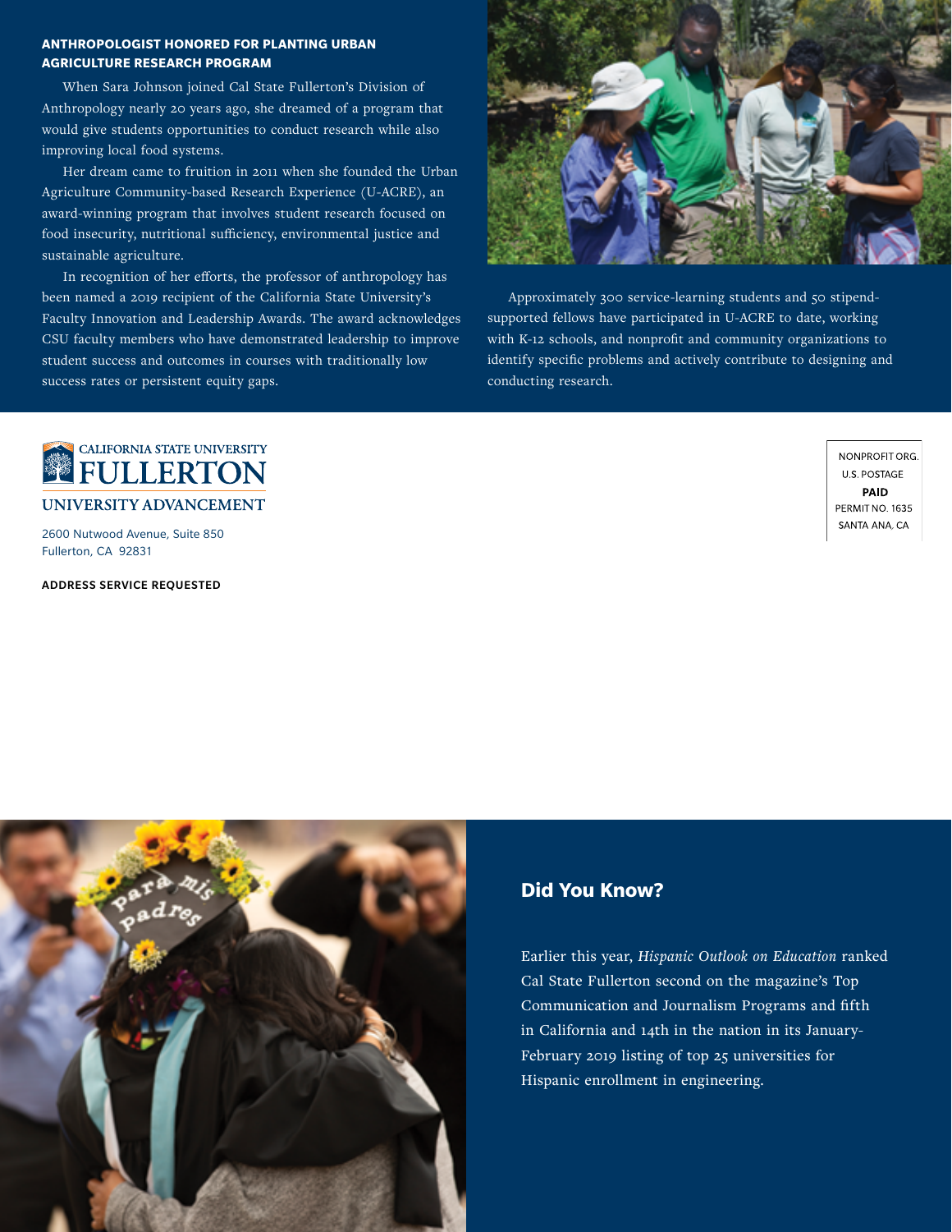**ANTHROPOLOGIST HONORED FOR PLANTING URBAN AGRICULTURE RESEARCH PROGRAM**

When Sara Johnson joined Cal State Fullerton's Division of Anthropology nearly 20 years ago, she dreamed of a program that would give students opportunities to conduct research while also improving local food systems.

Her dream came to fruition in 2011 when she founded the Urban Agriculture Community-based Research Experience (U-ACRE), an award-winning program that involves student research focused on food insecurity, nutritional sufficiency, environmental justice and sustainable agriculture.

In recognition of her efforts, the professor of anthropology has been named a 2019 recipient of the California State University's Faculty Innovation and Leadership Awards. The award acknowledges CSU faculty members who have demonstrated leadership to improve student success and outcomes in courses with traditionally low success rates or persistent equity gaps.

Approximately 300 service-learning students and 50 stipend-supported fellows have participated in U-ACRE to date, working with K-12 schools, and nonprofit and community organizations to identify specific problems and actively contribute to designing and conducting research.

CALIFORNIA STATE UNIVERSITY
FULLERTON
UNIVERSITY ADVANCEMENT

2600 Nutwood Avenue, Suite 850
Fullerton, CA 92831

**ADDRESS SERVICE REQUESTED**

NONPROFIT ORG.
U.S. POSTAGE
**PAID**
PERMIT NO. 1635
SANTA ANA, CA

## Did You Know?

Earlier this year, *Hispanic Outlook on Education* ranked Cal State Fullerton second on the magazine's Top Communication and Journalism Programs and fifth in California and 14th in the nation in its January-February 2019 listing of top 25 universities for Hispanic enrollment in engineering.